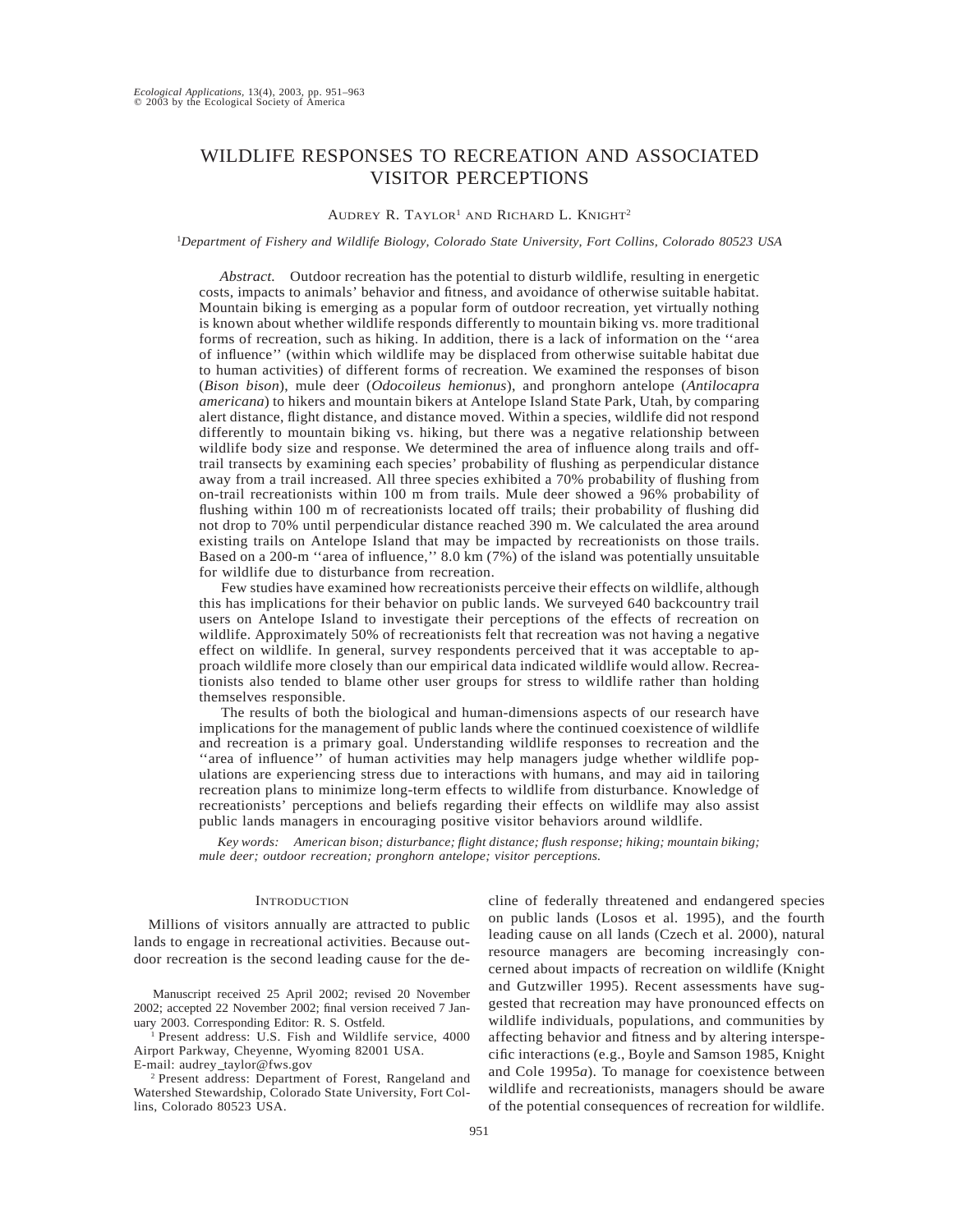# WILDLIFE RESPONSES TO RECREATION AND ASSOCIATED VISITOR PERCEPTIONS

Audrey R. Taylor[1] and Richard L. Knight[2]

[1]*Department of Fishery and Wildlife Biology, Colorado State University, Fort Collins, Colorado 80523 USA*

*Abstract.* Outdoor recreation has the potential to disturb wildlife, resulting in energetic costs, impacts to animals' behavior and fitness, and avoidance of otherwise suitable habitat. Mountain biking is emerging as a popular form of outdoor recreation, yet virtually nothing is known about whether wildlife responds differently to mountain biking vs. more traditional forms of recreation, such as hiking. In addition, there is a lack of information on the ''area of influence'' (within which wildlife may be displaced from otherwise suitable habitat due to human activities) of different forms of recreation. We examined the responses of bison (*Bison bison*), mule deer (*Odocoileus hemionus*), and pronghorn antelope (*Antilocapra americana*) to hikers and mountain bikers at Antelope Island State Park, Utah, by comparing alert distance, flight distance, and distance moved. Within a species, wildlife did not respond differently to mountain biking vs. hiking, but there was a negative relationship between wildlife body size and response. We determined the area of influence along trails and off-trail transects by examining each species' probability of flushing as perpendicular distance away from a trail increased. All three species exhibited a 70% probability of flushing from on-trail recreationists within 100 m from trails. Mule deer showed a 96% probability of flushing within 100 m of recreationists located off trails; their probability of flushing did not drop to 70% until perpendicular distance reached 390 m. We calculated the area around existing trails on Antelope Island that may be impacted by recreationists on those trails. Based on a 200-m ''area of influence,'' 8.0 km (7%) of the island was potentially unsuitable for wildlife due to disturbance from recreation.

Few studies have examined how recreationists perceive their effects on wildlife, although this has implications for their behavior on public lands. We surveyed 640 backcountry trail users on Antelope Island to investigate their perceptions of the effects of recreation on wildlife. Approximately 50% of recreationists felt that recreation was not having a negative effect on wildlife. In general, survey respondents perceived that it was acceptable to approach wildlife more closely than our empirical data indicated wildlife would allow. Recreationists also tended to blame other user groups for stress to wildlife rather than holding themselves responsible.

The results of both the biological and human-dimensions aspects of our research have implications for the management of public lands where the continued coexistence of wildlife and recreation is a primary goal. Understanding wildlife responses to recreation and the ''area of influence'' of human activities may help managers judge whether wildlife populations are experiencing stress due to interactions with humans, and may aid in tailoring recreation plans to minimize long-term effects to wildlife from disturbance. Knowledge of recreationists' perceptions and beliefs regarding their effects on wildlife may also assist public lands managers in encouraging positive visitor behaviors around wildlife.

*Key words: American bison; disturbance; flight distance; flush response; hiking; mountain biking; mule deer; outdoor recreation; pronghorn antelope; visitor perceptions.*

## Introduction

Millions of visitors annually are attracted to public lands to engage in recreational activities. Because outdoor recreation is the second leading cause for the decline of federally threatened and endangered species on public lands (Losos et al. 1995), and the fourth leading cause on all lands (Czech et al. 2000), natural resource managers are becoming increasingly concerned about impacts of recreation on wildlife (Knight and Gutzwiller 1995). Recent assessments have suggested that recreation may have pronounced effects on wildlife individuals, populations, and communities by affecting behavior and fitness and by altering interspecific interactions (e.g., Boyle and Samson 1985, Knight and Cole 1995*a*). To manage for coexistence between wildlife and recreationists, managers should be aware of the potential consequences of recreation for wildlife.

Manuscript received 25 April 2002; revised 20 November 2002; accepted 22 November 2002; final version received 7 January 2003. Corresponding Editor: R. S. Ostfeld.

[1] Present address: U.S. Fish and Wildlife service, 4000 Airport Parkway, Cheyenne, Wyoming 82001 USA. E-mail: audrey_taylor@fws.gov

[2] Present address: Department of Forest, Rangeland and Watershed Stewardship, Colorado State University, Fort Collins, Colorado 80523 USA.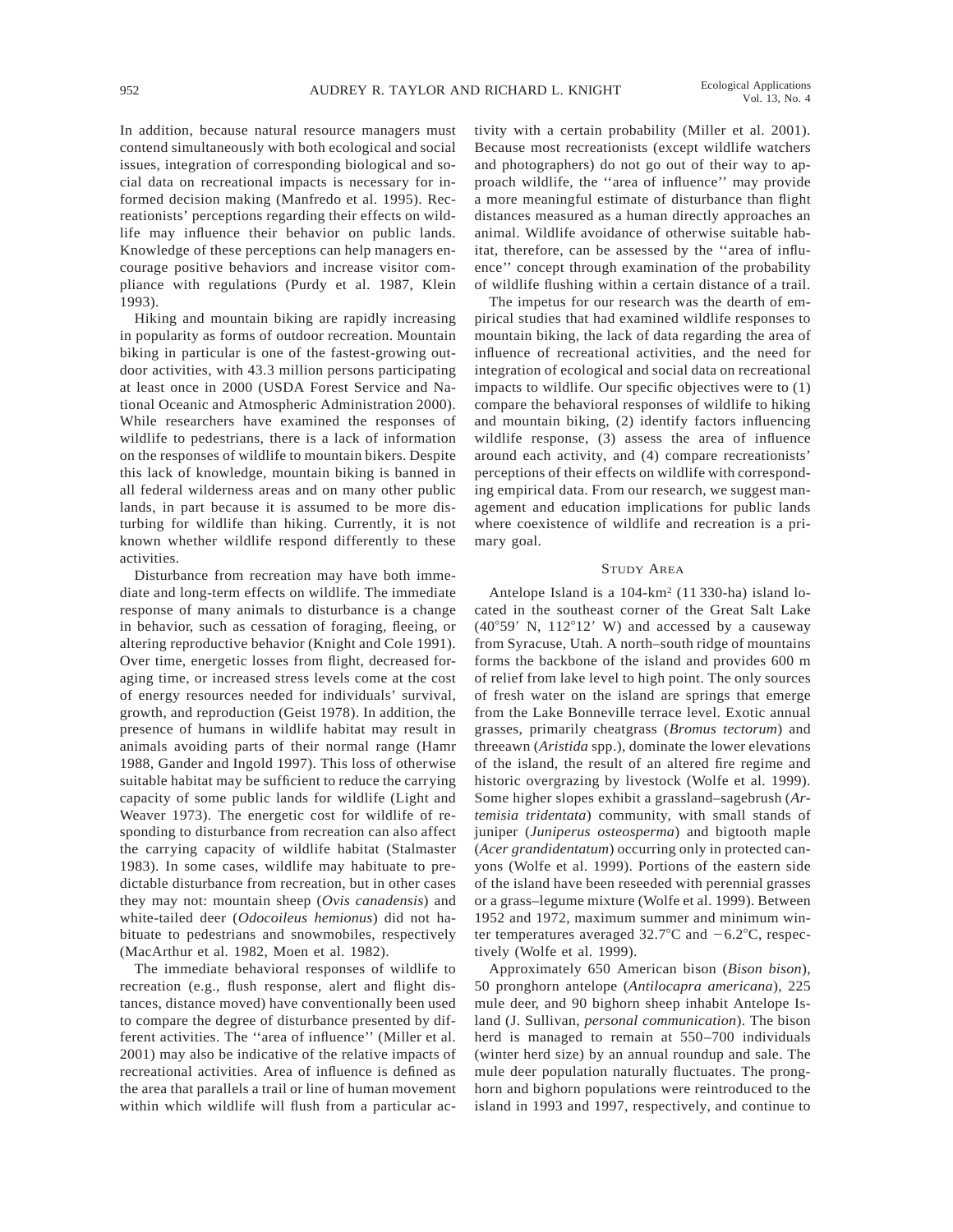In addition, because natural resource managers must contend simultaneously with both ecological and social issues, integration of corresponding biological and social data on recreational impacts is necessary for informed decision making (Manfredo et al. 1995). Recreationists' perceptions regarding their effects on wildlife may influence their behavior on public lands. Knowledge of these perceptions can help managers encourage positive behaviors and increase visitor compliance with regulations (Purdy et al. 1987, Klein 1993).

Hiking and mountain biking are rapidly increasing in popularity as forms of outdoor recreation. Mountain biking in particular is one of the fastest-growing outdoor activities, with 43.3 million persons participating at least once in 2000 (USDA Forest Service and National Oceanic and Atmospheric Administration 2000). While researchers have examined the responses of wildlife to pedestrians, there is a lack of information on the responses of wildlife to mountain bikers. Despite this lack of knowledge, mountain biking is banned in all federal wilderness areas and on many other public lands, in part because it is assumed to be more disturbing for wildlife than hiking. Currently, it is not known whether wildlife respond differently to these activities.

Disturbance from recreation may have both immediate and long-term effects on wildlife. The immediate response of many animals to disturbance is a change in behavior, such as cessation of foraging, fleeing, or altering reproductive behavior (Knight and Cole 1991). Over time, energetic losses from flight, decreased foraging time, or increased stress levels come at the cost of energy resources needed for individuals' survival, growth, and reproduction (Geist 1978). In addition, the presence of humans in wildlife habitat may result in animals avoiding parts of their normal range (Hamr 1988, Gander and Ingold 1997). This loss of otherwise suitable habitat may be sufficient to reduce the carrying capacity of some public lands for wildlife (Light and Weaver 1973). The energetic cost for wildlife of responding to disturbance from recreation can also affect the carrying capacity of wildlife habitat (Stalmaster 1983). In some cases, wildlife may habituate to predictable disturbance from recreation, but in other cases they may not: mountain sheep (*Ovis canadensis*) and white-tailed deer (*Odocoileus hemionus*) did not habituate to pedestrians and snowmobiles, respectively (MacArthur et al. 1982, Moen et al. 1982).

The immediate behavioral responses of wildlife to recreation (e.g., flush response, alert and flight distances, distance moved) have conventionally been used to compare the degree of disturbance presented by different activities. The ''area of influence'' (Miller et al. 2001) may also be indicative of the relative impacts of recreational activities. Area of influence is defined as the area that parallels a trail or line of human movement within which wildlife will flush from a particular activity with a certain probability (Miller et al. 2001). Because most recreationists (except wildlife watchers and photographers) do not go out of their way to approach wildlife, the ''area of influence'' may provide a more meaningful estimate of disturbance than flight distances measured as a human directly approaches an animal. Wildlife avoidance of otherwise suitable habitat, therefore, can be assessed by the ''area of influence'' concept through examination of the probability of wildlife flushing within a certain distance of a trail.

The impetus for our research was the dearth of empirical studies that had examined wildlife responses to mountain biking, the lack of data regarding the area of influence of recreational activities, and the need for integration of ecological and social data on recreational impacts to wildlife. Our specific objectives were to (1) compare the behavioral responses of wildlife to hiking and mountain biking, (2) identify factors influencing wildlife response, (3) assess the area of influence around each activity, and (4) compare recreationists' perceptions of their effects on wildlife with corresponding empirical data. From our research, we suggest management and education implications for public lands where coexistence of wildlife and recreation is a primary goal.

## Study Area

Antelope Island is a 104-km$^2$ (11 330-ha) island located in the southeast corner of the Great Salt Lake (40°59′ N, 112°12′ W) and accessed by a causeway from Syracuse, Utah. A north–south ridge of mountains forms the backbone of the island and provides 600 m of relief from lake level to high point. The only sources of fresh water on the island are springs that emerge from the Lake Bonneville terrace level. Exotic annual grasses, primarily cheatgrass (*Bromus tectorum*) and threeawn (*Aristida* spp.), dominate the lower elevations of the island, the result of an altered fire regime and historic overgrazing by livestock (Wolfe et al. 1999). Some higher slopes exhibit a grassland–sagebrush (*Artemisia tridentata*) community, with small stands of juniper (*Juniperus osteosperma*) and bigtooth maple (*Acer grandidentatum*) occurring only in protected canyons (Wolfe et al. 1999). Portions of the eastern side of the island have been reseeded with perennial grasses or a grass–legume mixture (Wolfe et al. 1999). Between 1952 and 1972, maximum summer and minimum winter temperatures averaged 32.7°C and −6.2°C, respectively (Wolfe et al. 1999).

Approximately 650 American bison (*Bison bison*), 50 pronghorn antelope (*Antilocapra americana*), 225 mule deer, and 90 bighorn sheep inhabit Antelope Island (J. Sullivan, *personal communication*). The bison herd is managed to remain at 550–700 individuals (winter herd size) by an annual roundup and sale. The mule deer population naturally fluctuates. The pronghorn and bighorn populations were reintroduced to the island in 1993 and 1997, respectively, and continue to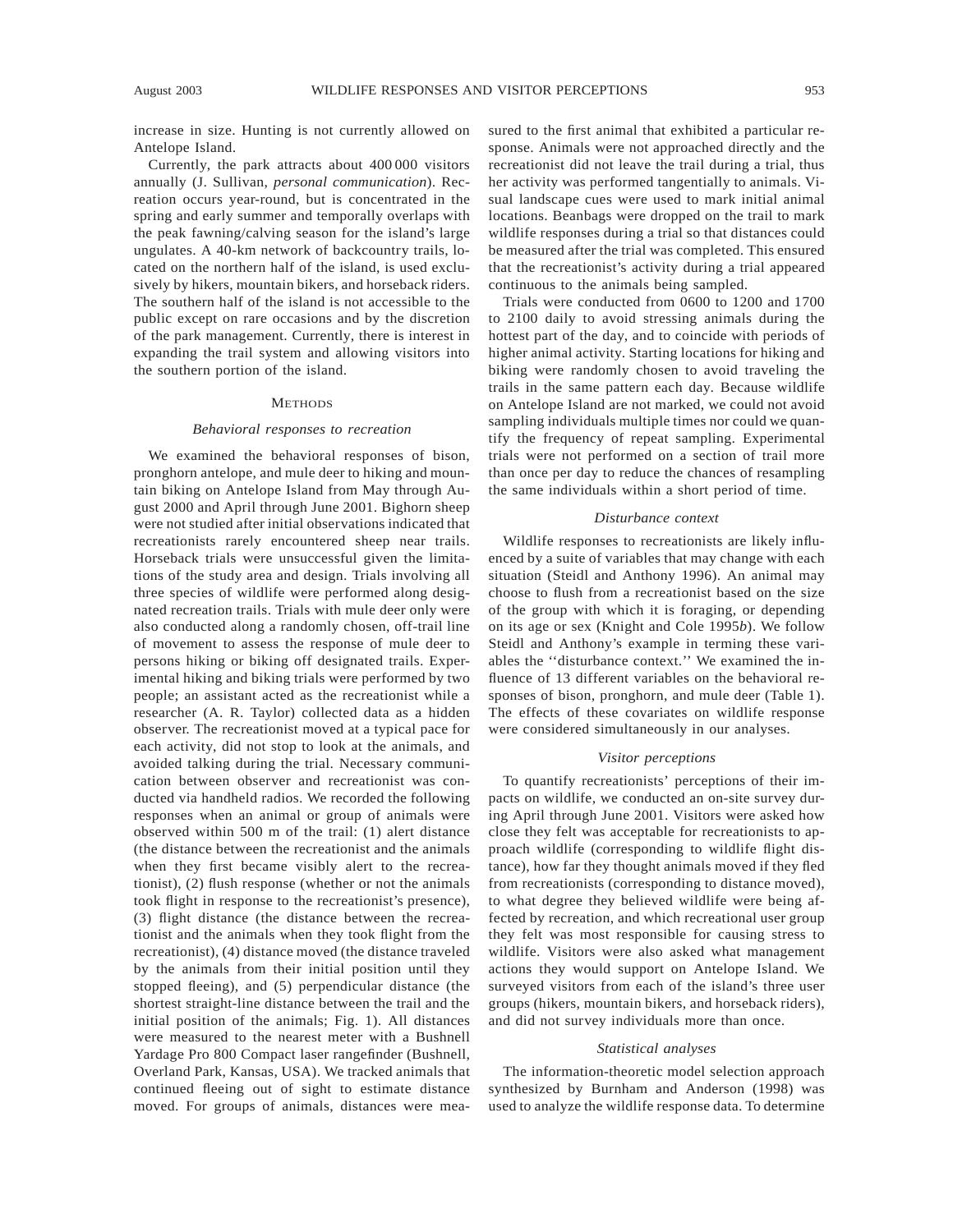increase in size. Hunting is not currently allowed on Antelope Island.

Currently, the park attracts about 400 000 visitors annually (J. Sullivan, *personal communication*). Recreation occurs year-round, but is concentrated in the spring and early summer and temporally overlaps with the peak fawning/calving season for the island's large ungulates. A 40-km network of backcountry trails, located on the northern half of the island, is used exclusively by hikers, mountain bikers, and horseback riders. The southern half of the island is not accessible to the public except on rare occasions and by the discretion of the park management. Currently, there is interest in expanding the trail system and allowing visitors into the southern portion of the island.

## METHODS

### *Behavioral responses to recreation*

We examined the behavioral responses of bison, pronghorn antelope, and mule deer to hiking and mountain biking on Antelope Island from May through August 2000 and April through June 2001. Bighorn sheep were not studied after initial observations indicated that recreationists rarely encountered sheep near trails. Horseback trials were unsuccessful given the limitations of the study area and design. Trials involving all three species of wildlife were performed along designated recreation trails. Trials with mule deer only were also conducted along a randomly chosen, off-trail line of movement to assess the response of mule deer to persons hiking or biking off designated trails. Experimental hiking and biking trials were performed by two people; an assistant acted as the recreationist while a researcher (A. R. Taylor) collected data as a hidden observer. The recreationist moved at a typical pace for each activity, did not stop to look at the animals, and avoided talking during the trial. Necessary communication between observer and recreationist was conducted via handheld radios. We recorded the following responses when an animal or group of animals were observed within 500 m of the trail: (1) alert distance (the distance between the recreationist and the animals when they first became visibly alert to the recreationist), (2) flush response (whether or not the animals took flight in response to the recreationist's presence), (3) flight distance (the distance between the recreationist and the animals when they took flight from the recreationist), (4) distance moved (the distance traveled by the animals from their initial position until they stopped fleeing), and (5) perpendicular distance (the shortest straight-line distance between the trail and the initial position of the animals; Fig. 1). All distances were measured to the nearest meter with a Bushnell Yardage Pro 800 Compact laser rangefinder (Bushnell, Overland Park, Kansas, USA). We tracked animals that continued fleeing out of sight to estimate distance moved. For groups of animals, distances were measured to the first animal that exhibited a particular response. Animals were not approached directly and the recreationist did not leave the trail during a trial, thus her activity was performed tangentially to animals. Visual landscape cues were used to mark initial animal locations. Beanbags were dropped on the trail to mark wildlife responses during a trial so that distances could be measured after the trial was completed. This ensured that the recreationist's activity during a trial appeared continuous to the animals being sampled.

Trials were conducted from 0600 to 1200 and 1700 to 2100 daily to avoid stressing animals during the hottest part of the day, and to coincide with periods of higher animal activity. Starting locations for hiking and biking were randomly chosen to avoid traveling the trails in the same pattern each day. Because wildlife on Antelope Island are not marked, we could not avoid sampling individuals multiple times nor could we quantify the frequency of repeat sampling. Experimental trials were not performed on a section of trail more than once per day to reduce the chances of resampling the same individuals within a short period of time.

### *Disturbance context*

Wildlife responses to recreationists are likely influenced by a suite of variables that may change with each situation (Steidl and Anthony 1996). An animal may choose to flush from a recreationist based on the size of the group with which it is foraging, or depending on its age or sex (Knight and Cole 1995*b*). We follow Steidl and Anthony's example in terming these variables the ''disturbance context.'' We examined the influence of 13 different variables on the behavioral responses of bison, pronghorn, and mule deer (Table 1). The effects of these covariates on wildlife response were considered simultaneously in our analyses.

### *Visitor perceptions*

To quantify recreationists' perceptions of their impacts on wildlife, we conducted an on-site survey during April through June 2001. Visitors were asked how close they felt was acceptable for recreationists to approach wildlife (corresponding to wildlife flight distance), how far they thought animals moved if they fled from recreationists (corresponding to distance moved), to what degree they believed wildlife were being affected by recreation, and which recreational user group they felt was most responsible for causing stress to wildlife. Visitors were also asked what management actions they would support on Antelope Island. We surveyed visitors from each of the island's three user groups (hikers, mountain bikers, and horseback riders), and did not survey individuals more than once.

### *Statistical analyses*

The information-theoretic model selection approach synthesized by Burnham and Anderson (1998) was used to analyze the wildlife response data. To determine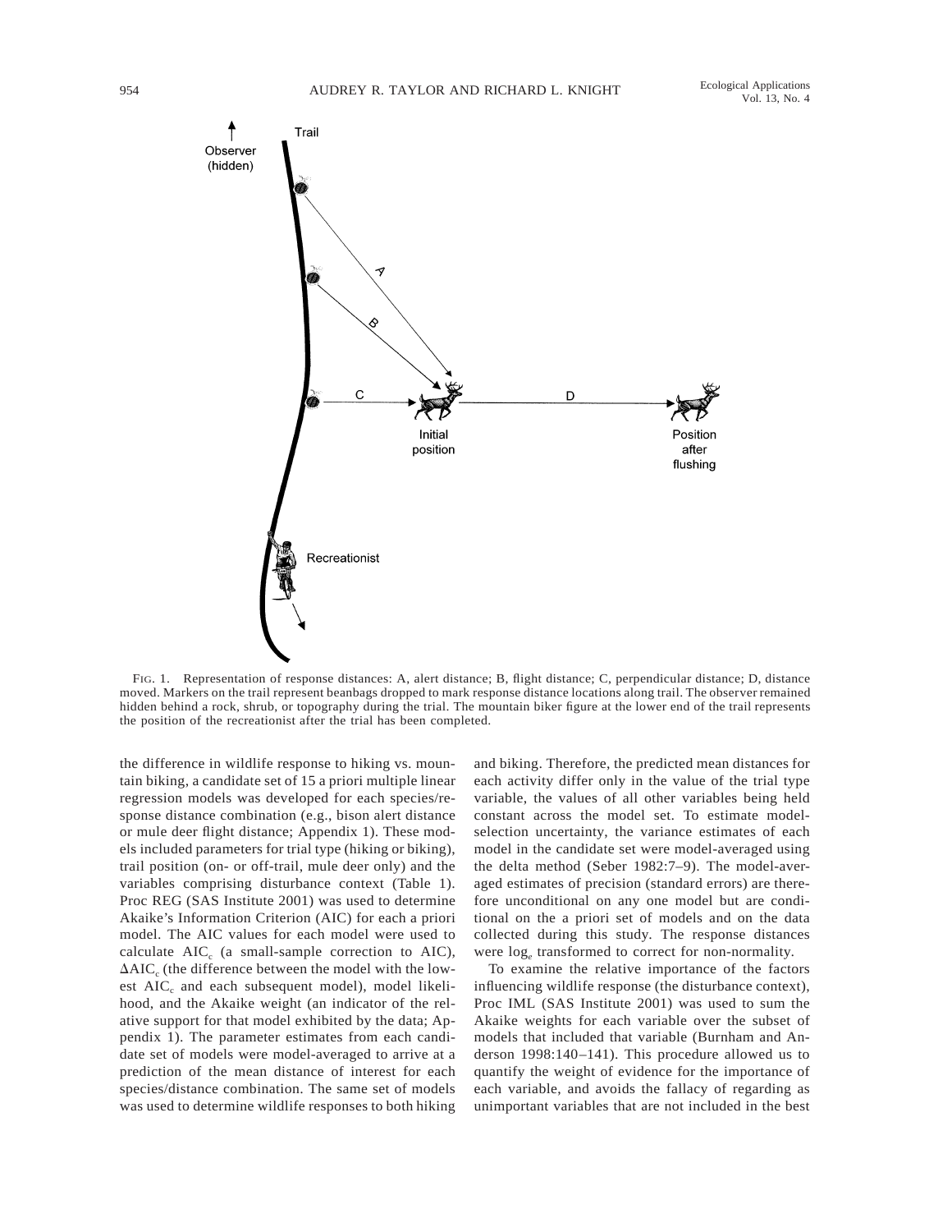FIG. 1. Representation of response distances: A, alert distance; B, flight distance; C, perpendicular distance; D, distance moved. Markers on the trail represent beanbags dropped to mark response distance locations along trail. The observer remained hidden behind a rock, shrub, or topography during the trial. The mountain biker figure at the lower end of the trail represents the position of the recreationist after the trial has been completed.

the difference in wildlife response to hiking vs. mountain biking, a candidate set of 15 a priori multiple linear regression models was developed for each species/response distance combination (e.g., bison alert distance or mule deer flight distance; Appendix 1). These models included parameters for trial type (hiking or biking), trail position (on- or off-trail, mule deer only) and the variables comprising disturbance context (Table 1). Proc REG (SAS Institute 2001) was used to determine Akaike's Information Criterion (AIC) for each a priori model. The AIC values for each model were used to calculate $AIC_c$ (a small-sample correction to AIC), $\Delta AIC_c$ (the difference between the model with the lowest $AIC_c$ and each subsequent model), model likelihood, and the Akaike weight (an indicator of the relative support for that model exhibited by the data; Appendix 1). The parameter estimates from each candidate set of models were model-averaged to arrive at a prediction of the mean distance of interest for each species/distance combination. The same set of models was used to determine wildlife responses to both hiking and biking. Therefore, the predicted mean distances for each activity differ only in the value of the trial type variable, the values of all other variables being held constant across the model set. To estimate model-selection uncertainty, the variance estimates of each model in the candidate set were model-averaged using the delta method (Seber 1982:7–9). The model-averaged estimates of precision (standard errors) are therefore unconditional on any one model but are conditional on the a priori set of models and on the data collected during this study. The response distances were $\log_e$ transformed to correct for non-normality.

To examine the relative importance of the factors influencing wildlife response (the disturbance context), Proc IML (SAS Institute 2001) was used to sum the Akaike weights for each variable over the subset of models that included that variable (Burnham and Anderson 1998:140–141). This procedure allowed us to quantify the weight of evidence for the importance of each variable, and avoids the fallacy of regarding as unimportant variables that are not included in the best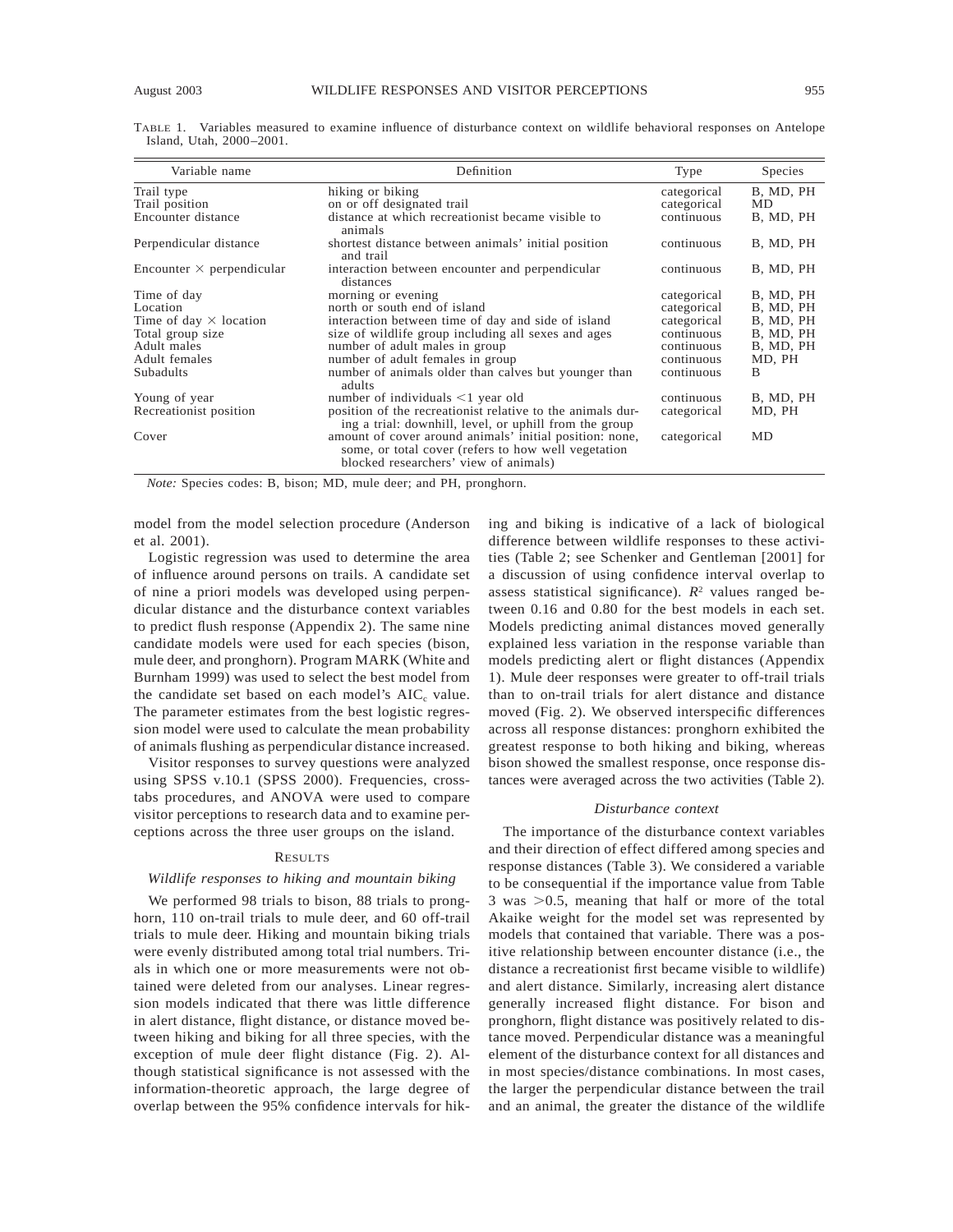TABLE 1. Variables measured to examine influence of disturbance context on wildlife behavioral responses on Antelope Island, Utah, 2000–2001.

| Variable name | Definition | Type | Species |
|---|---|---|---|
| Trail type | hiking or biking | categorical | B, MD, PH |
| Trail position | on or off designated trail | categorical | MD |
| Encounter distance | distance at which recreationist became visible to animals | continuous | B, MD, PH |
| Perpendicular distance | shortest distance between animals' initial position and trail | continuous | B, MD, PH |
| Encounter × perpendicular | interaction between encounter and perpendicular distances | continuous | B, MD, PH |
| Time of day | morning or evening | categorical | B, MD, PH |
| Location | north or south end of island | categorical | B, MD, PH |
| Time of day × location | interaction between time of day and side of island | categorical | B, MD, PH |
| Total group size | size of wildlife group including all sexes and ages | continuous | B, MD, PH |
| Adult males | number of adult males in group | continuous | B, MD, PH |
| Adult females | number of adult females in group | continuous | MD, PH |
| Subadults | number of animals older than calves but younger than adults | continuous | B |
| Young of year | number of individuals <1 year old | continuous | B, MD, PH |
| Recreationist position | position of the recreationist relative to the animals during a trial: downhill, level, or uphill from the group | categorical | MD, PH |
| Cover | amount of cover around animals' initial position: none, some, or total cover (refers to how well vegetation blocked researchers' view of animals) | categorical | MD |

*Note:* Species codes: B, bison; MD, mule deer; and PH, pronghorn.

model from the model selection procedure (Anderson et al. 2001).

Logistic regression was used to determine the area of influence around persons on trails. A candidate set of nine a priori models was developed using perpendicular distance and the disturbance context variables to predict flush response (Appendix 2). The same nine candidate models were used for each species (bison, mule deer, and pronghorn). Program MARK (White and Burnham 1999) was used to select the best model from the candidate set based on each model's $AIC_c$ value. The parameter estimates from the best logistic regression model were used to calculate the mean probability of animals flushing as perpendicular distance increased.

Visitor responses to survey questions were analyzed using SPSS v.10.1 (SPSS 2000). Frequencies, crosstabs procedures, and ANOVA were used to compare visitor perceptions to research data and to examine perceptions across the three user groups on the island.

## RESULTS

### *Wildlife responses to hiking and mountain biking*

We performed 98 trials to bison, 88 trials to pronghorn, 110 on-trail trials to mule deer, and 60 off-trail trials to mule deer. Hiking and mountain biking trials were evenly distributed among total trial numbers. Trials in which one or more measurements were not obtained were deleted from our analyses. Linear regression models indicated that there was little difference in alert distance, flight distance, or distance moved between hiking and biking for all three species, with the exception of mule deer flight distance (Fig. 2). Although statistical significance is not assessed with the information-theoretic approach, the large degree of overlap between the 95% confidence intervals for hiking and biking is indicative of a lack of biological difference between wildlife responses to these activities (Table 2; see Schenker and Gentleman [2001] for a discussion of using confidence interval overlap to assess statistical significance). $R^2$ values ranged between 0.16 and 0.80 for the best models in each set. Models predicting animal distances moved generally explained less variation in the response variable than models predicting alert or flight distances (Appendix 1). Mule deer responses were greater to off-trail trials than to on-trail trials for alert distance and distance moved (Fig. 2). We observed interspecific differences across all response distances: pronghorn exhibited the greatest response to both hiking and biking, whereas bison showed the smallest response, once response distances were averaged across the two activities (Table 2).

### *Disturbance context*

The importance of the disturbance context variables and their direction of effect differed among species and response distances (Table 3). We considered a variable to be consequential if the importance value from Table 3 was >0.5, meaning that half or more of the total Akaike weight for the model set was represented by models that contained that variable. There was a positive relationship between encounter distance (i.e., the distance a recreationist first became visible to wildlife) and alert distance. Similarly, increasing alert distance generally increased flight distance. For bison and pronghorn, flight distance was positively related to distance moved. Perpendicular distance was a meaningful element of the disturbance context for all distances and in most species/distance combinations. In most cases, the larger the perpendicular distance between the trail and an animal, the greater the distance of the wildlife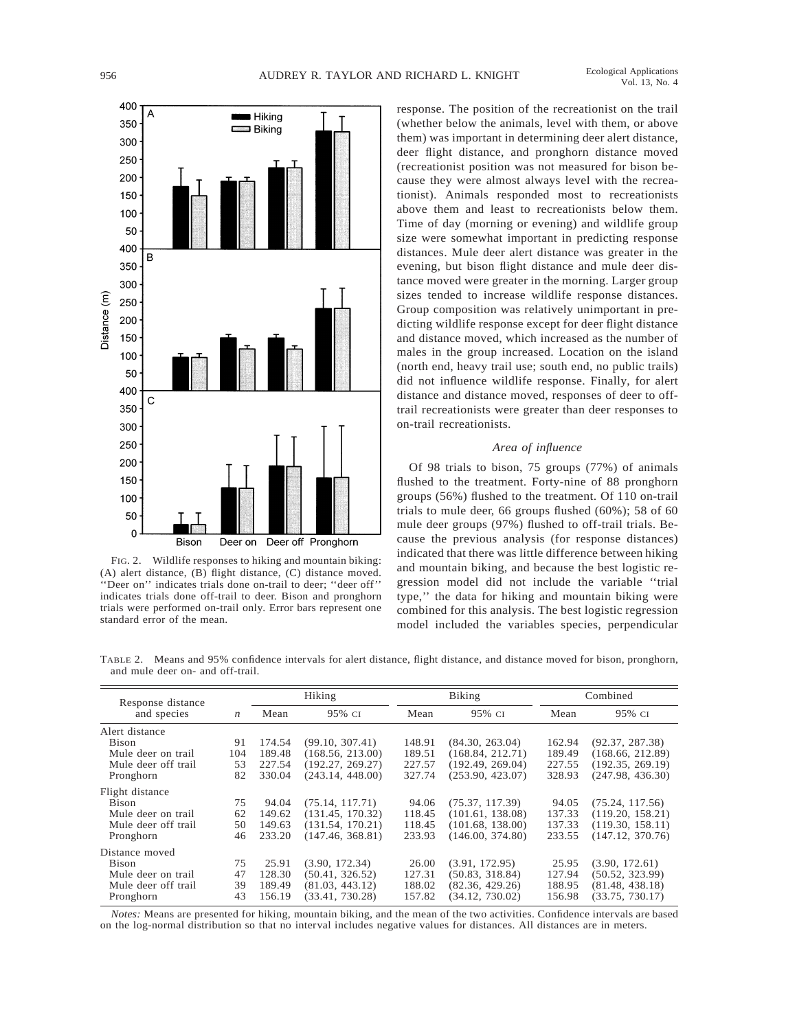FIG. 2. Wildlife responses to hiking and mountain biking: (A) alert distance, (B) flight distance, (C) distance moved. ''Deer on'' indicates trials done on-trail to deer; ''deer off'' indicates trials done off-trail to deer. Bison and pronghorn trials were performed on-trail only. Error bars represent one standard error of the mean.

response. The position of the recreationist on the trail (whether below the animals, level with them, or above them) was important in determining deer alert distance, deer flight distance, and pronghorn distance moved (recreationist position was not measured for bison because they were almost always level with the recreationist). Animals responded most to recreationists above them and least to recreationists below them. Time of day (morning or evening) and wildlife group size were somewhat important in predicting response distances. Mule deer alert distance was greater in the evening, but bison flight distance and mule deer distance moved were greater in the morning. Larger group sizes tended to increase wildlife response distances. Group composition was relatively unimportant in predicting wildlife response except for deer flight distance and distance moved, which increased as the number of males in the group increased. Location on the island (north end, heavy trail use; south end, no public trails) did not influence wildlife response. Finally, for alert distance and distance moved, responses of deer to off-trail recreationists were greater than deer responses to on-trail recreationists.

### *Area of influence*

Of 98 trials to bison, 75 groups (77%) of animals flushed to the treatment. Forty-nine of 88 pronghorn groups (56%) flushed to the treatment. Of 110 on-trail trials to mule deer, 66 groups flushed (60%); 58 of 60 mule deer groups (97%) flushed to off-trail trials. Because the previous analysis (for response distances) indicated that there was little difference between hiking and mountain biking, and because the best logistic regression model did not include the variable ''trial type,'' the data for hiking and mountain biking were combined for this analysis. The best logistic regression model included the variables species, perpendicular

TABLE 2. Means and 95% confidence intervals for alert distance, flight distance, and distance moved for bison, pronghorn, and mule deer on- and off-trail.

| Response distance and species | *n* | Hiking | | Biking | | Combined | |
|---|---|---|---|---|---|---|---|
| | | Mean | 95% CI | Mean | 95% CI | Mean | 95% CI |
| Alert distance | | | | | | | |
| Bison | 91 | 174.54 | (99.10, 307.41) | 148.91 | (84.30, 263.04) | 162.94 | (92.37, 287.38) |
| Mule deer on trail | 104 | 189.48 | (168.56, 213.00) | 189.51 | (168.84, 212.71) | 189.49 | (168.66, 212.89) |
| Mule deer off trail | 53 | 227.54 | (192.27, 269.27) | 227.57 | (192.49, 269.04) | 227.55 | (192.35, 269.19) |
| Pronghorn | 82 | 330.04 | (243.14, 448.00) | 327.74 | (253.90, 423.07) | 328.93 | (247.98, 436.30) |
| Flight distance | | | | | | | |
| Bison | 75 | 94.04 | (75.14, 117.71) | 94.06 | (75.37, 117.39) | 94.05 | (75.24, 117.56) |
| Mule deer on trail | 62 | 149.62 | (131.45, 170.32) | 118.45 | (101.61, 138.08) | 137.33 | (119.20, 158.21) |
| Mule deer off trail | 50 | 149.63 | (131.54, 170.21) | 118.45 | (101.68, 138.00) | 137.33 | (119.30, 158.11) |
| Pronghorn | 46 | 233.20 | (147.46, 368.81) | 233.93 | (146.00, 374.80) | 233.55 | (147.12, 370.76) |
| Distance moved | | | | | | | |
| Bison | 75 | 25.91 | (3.90, 172.34) | 26.00 | (3.91, 172.95) | 25.95 | (3.90, 172.61) |
| Mule deer on trail | 47 | 128.30 | (50.41, 326.52) | 127.31 | (50.83, 318.84) | 127.94 | (50.52, 323.99) |
| Mule deer off trail | 39 | 189.49 | (81.03, 443.12) | 188.02 | (82.36, 429.26) | 188.95 | (81.48, 438.18) |
| Pronghorn | 43 | 156.19 | (33.41, 730.28) | 157.82 | (34.12, 730.02) | 156.98 | (33.75, 730.17) |

*Notes:* Means are presented for hiking, mountain biking, and the mean of the two activities. Confidence intervals are based on the log-normal distribution so that no interval includes negative values for distances. All distances are in meters.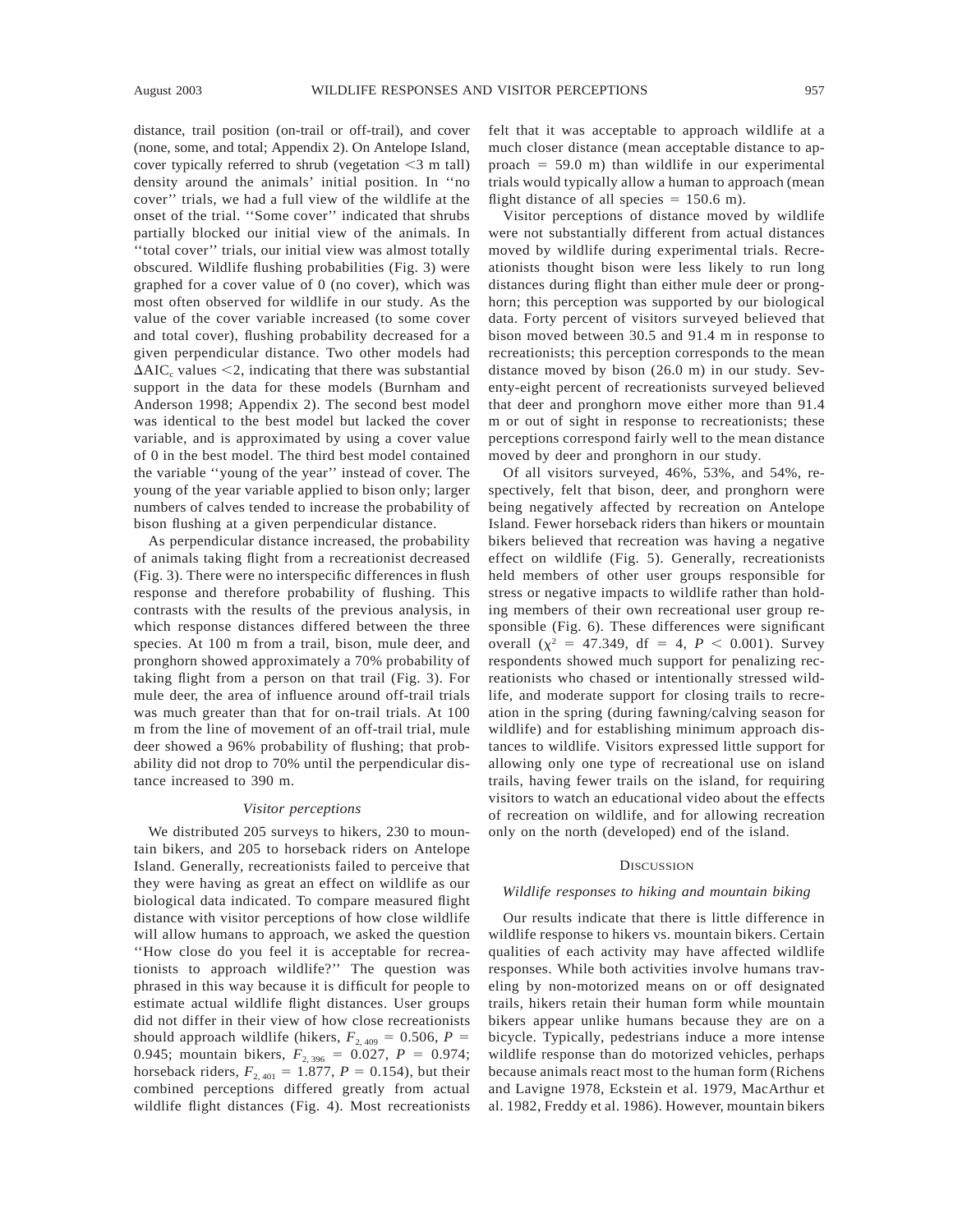distance, trail position (on-trail or off-trail), and cover (none, some, and total; Appendix 2). On Antelope Island, cover typically referred to shrub (vegetation <3 m tall) density around the animals' initial position. In ''no cover'' trials, we had a full view of the wildlife at the onset of the trial. ''Some cover'' indicated that shrubs partially blocked our initial view of the animals. In ''total cover'' trials, our initial view was almost totally obscured. Wildlife flushing probabilities (Fig. 3) were graphed for a cover value of 0 (no cover), which was most often observed for wildlife in our study. As the value of the cover variable increased (to some cover and total cover), flushing probability decreased for a given perpendicular distance. Two other models had $\Delta AIC_c$ values <2, indicating that there was substantial support in the data for these models (Burnham and Anderson 1998; Appendix 2). The second best model was identical to the best model but lacked the cover variable, and is approximated by using a cover value of 0 in the best model. The third best model contained the variable ''young of the year'' instead of cover. The young of the year variable applied to bison only; larger numbers of calves tended to increase the probability of bison flushing at a given perpendicular distance.

As perpendicular distance increased, the probability of animals taking flight from a recreationist decreased (Fig. 3). There were no interspecific differences in flush response and therefore probability of flushing. This contrasts with the results of the previous analysis, in which response distances differed between the three species. At 100 m from a trail, bison, mule deer, and pronghorn showed approximately a 70% probability of taking flight from a person on that trail (Fig. 3). For mule deer, the area of influence around off-trail trials was much greater than that for on-trail trials. At 100 m from the line of movement of an off-trail trial, mule deer showed a 96% probability of flushing; that probability did not drop to 70% until the perpendicular distance increased to 390 m.

### *Visitor perceptions*

We distributed 205 surveys to hikers, 230 to mountain bikers, and 205 to horseback riders on Antelope Island. Generally, recreationists failed to perceive that they were having as great an effect on wildlife as our biological data indicated. To compare measured flight distance with visitor perceptions of how close wildlife will allow humans to approach, we asked the question ''How close do you feel it is acceptable for recreationists to approach wildlife?'' The question was phrased in this way because it is difficult for people to estimate actual wildlife flight distances. User groups did not differ in their view of how close recreationists should approach wildlife (hikers, $F_{2,\,409} = 0.506$, $P = 0.945$; mountain bikers, $F_{2,\,396} = 0.027$, $P = 0.974$; horseback riders, $F_{2,\,401} = 1.877$, $P = 0.154$), but their combined perceptions differed greatly from actual wildlife flight distances (Fig. 4). Most recreationists felt that it was acceptable to approach wildlife at a much closer distance (mean acceptable distance to approach = 59.0 m) than wildlife in our experimental trials would typically allow a human to approach (mean flight distance of all species = 150.6 m).

Visitor perceptions of distance moved by wildlife were not substantially different from actual distances moved by wildlife during experimental trials. Recreationists thought bison were less likely to run long distances during flight than either mule deer or pronghorn; this perception was supported by our biological data. Forty percent of visitors surveyed believed that bison moved between 30.5 and 91.4 m in response to recreationists; this perception corresponds to the mean distance moved by bison (26.0 m) in our study. Seventy-eight percent of recreationists surveyed believed that deer and pronghorn move either more than 91.4 m or out of sight in response to recreationists; these perceptions correspond fairly well to the mean distance moved by deer and pronghorn in our study.

Of all visitors surveyed, 46%, 53%, and 54%, respectively, felt that bison, deer, and pronghorn were being negatively affected by recreation on Antelope Island. Fewer horseback riders than hikers or mountain bikers believed that recreation was having a negative effect on wildlife (Fig. 5). Generally, recreationists held members of other user groups responsible for stress or negative impacts to wildlife rather than holding members of their own recreational user group responsible (Fig. 6). These differences were significant overall ($\chi^2 = 47.349$, df = 4, $P < 0.001$). Survey respondents showed much support for penalizing recreationists who chased or intentionally stressed wildlife, and moderate support for closing trails to recreation in the spring (during fawning/calving season for wildlife) and for establishing minimum approach distances to wildlife. Visitors expressed little support for allowing only one type of recreational use on island trails, having fewer trails on the island, for requiring visitors to watch an educational video about the effects of recreation on wildlife, and for allowing recreation only on the north (developed) end of the island.

## Discussion

### *Wildlife responses to hiking and mountain biking*

Our results indicate that there is little difference in wildlife response to hikers vs. mountain bikers. Certain qualities of each activity may have affected wildlife responses. While both activities involve humans traveling by non-motorized means on or off designated trails, hikers retain their human form while mountain bikers appear unlike humans because they are on a bicycle. Typically, pedestrians induce a more intense wildlife response than do motorized vehicles, perhaps because animals react most to the human form (Richens and Lavigne 1978, Eckstein et al. 1979, MacArthur et al. 1982, Freddy et al. 1986). However, mountain bikers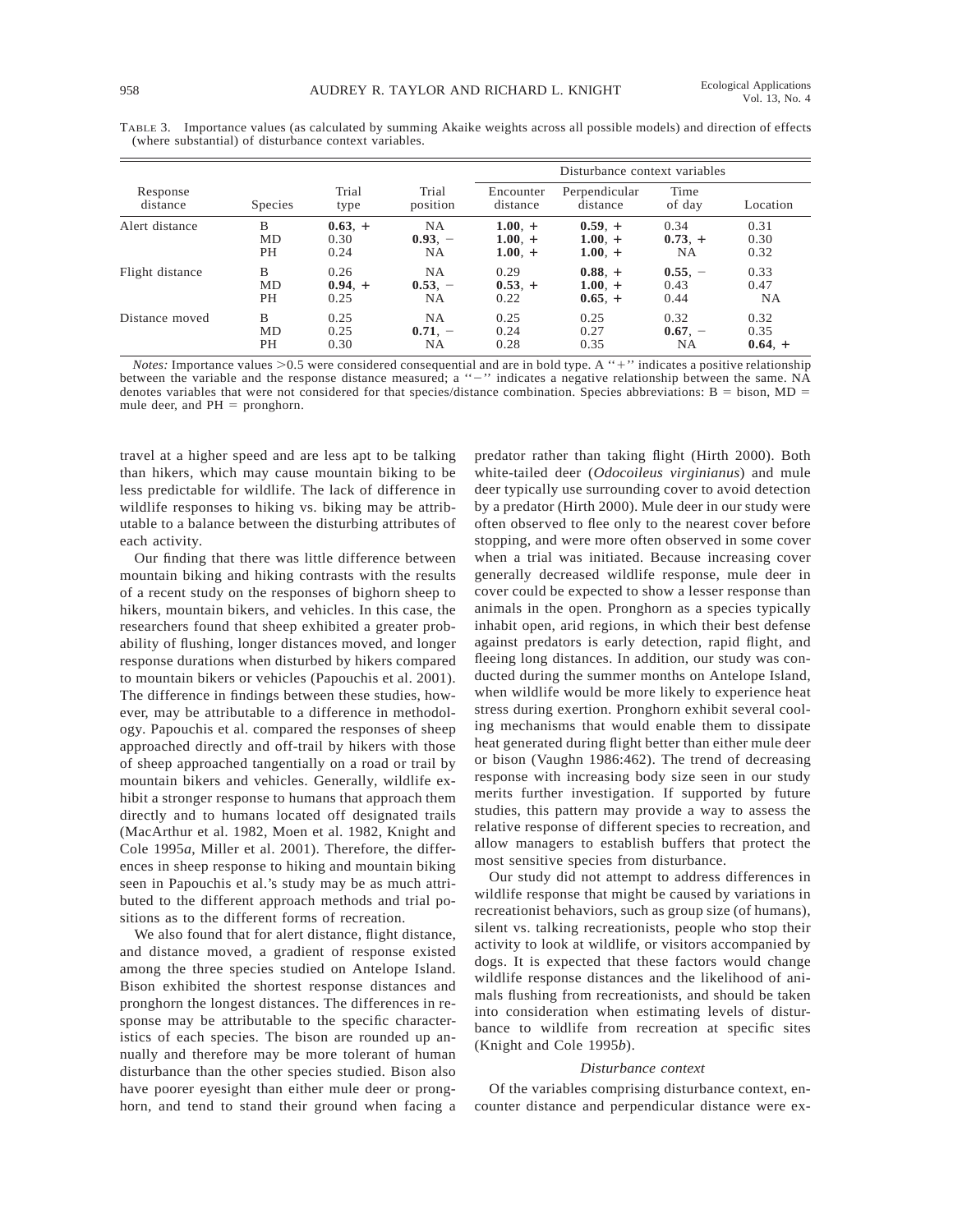TABLE 3. Importance values (as calculated by summing Akaike weights across all possible models) and direction of effects (where substantial) of disturbance context variables.

| Response distance | Species | Trial type | Trial position | Disturbance context variables | | | |
|---|---|---|---|---|---|---|---|
| | | | | Encounter distance | Perpendicular distance | Time of day | Location |
| Alert distance | B | **0.63, +** | NA | **1.00, +** | **0.59, +** | 0.34 | 0.31 |
| | MD | 0.30 | **0.93, −** | **1.00, +** | **1.00, +** | **0.73, +** | 0.30 |
| | PH | 0.24 | NA | **1.00, +** | **1.00, +** | NA | 0.32 |
| Flight distance | B | 0.26 | NA | 0.29 | **0.88, +** | **0.55, −** | 0.33 |
| | MD | **0.94, +** | **0.53, −** | **0.53, +** | **1.00, +** | 0.43 | 0.47 |
| | PH | 0.25 | NA | 0.22 | **0.65, +** | 0.44 | NA |
| Distance moved | B | 0.25 | NA | 0.25 | 0.25 | 0.32 | 0.32 |
| | MD | 0.25 | **0.71, −** | 0.24 | 0.27 | **0.67, −** | 0.35 |
| | PH | 0.30 | NA | 0.28 | 0.35 | NA | **0.64, +** |

*Notes:* Importance values >0.5 were considered consequential and are in bold type. A "+" indicates a positive relationship between the variable and the response distance measured; a "−" indicates a negative relationship between the same. NA denotes variables that were not considered for that species/distance combination. Species abbreviations: B = bison, MD = mule deer, and PH = pronghorn.

travel at a higher speed and are less apt to be talking than hikers, which may cause mountain biking to be less predictable for wildlife. The lack of difference in wildlife responses to hiking vs. biking may be attributable to a balance between the disturbing attributes of each activity.

Our finding that there was little difference between mountain biking and hiking contrasts with the results of a recent study on the responses of bighorn sheep to hikers, mountain bikers, and vehicles. In this case, the researchers found that sheep exhibited a greater probability of flushing, longer distances moved, and longer response durations when disturbed by hikers compared to mountain bikers or vehicles (Papouchis et al. 2001). The difference in findings between these studies, however, may be attributable to a difference in methodology. Papouchis et al. compared the responses of sheep approached directly and off-trail by hikers with those of sheep approached tangentially on a road or trail by mountain bikers and vehicles. Generally, wildlife exhibit a stronger response to humans that approach them directly and to humans located off designated trails (MacArthur et al. 1982, Moen et al. 1982, Knight and Cole 1995*a*, Miller et al. 2001). Therefore, the differences in sheep response to hiking and mountain biking seen in Papouchis et al.'s study may be as much attributed to the different approach methods and trial positions as to the different forms of recreation.

We also found that for alert distance, flight distance, and distance moved, a gradient of response existed among the three species studied on Antelope Island. Bison exhibited the shortest response distances and pronghorn the longest distances. The differences in response may be attributable to the specific characteristics of each species. The bison are rounded up annually and therefore may be more tolerant of human disturbance than the other species studied. Bison also have poorer eyesight than either mule deer or pronghorn, and tend to stand their ground when facing a predator rather than taking flight (Hirth 2000). Both white-tailed deer (*Odocoileus virginianus*) and mule deer typically use surrounding cover to avoid detection by a predator (Hirth 2000). Mule deer in our study were often observed to flee only to the nearest cover before stopping, and were more often observed in some cover when a trial was initiated. Because increasing cover generally decreased wildlife response, mule deer in cover could be expected to show a lesser response than animals in the open. Pronghorn as a species typically inhabit open, arid regions, in which their best defense against predators is early detection, rapid flight, and fleeing long distances. In addition, our study was conducted during the summer months on Antelope Island, when wildlife would be more likely to experience heat stress during exertion. Pronghorn exhibit several cooling mechanisms that would enable them to dissipate heat generated during flight better than either mule deer or bison (Vaughn 1986:462). The trend of decreasing response with increasing body size seen in our study merits further investigation. If supported by future studies, this pattern may provide a way to assess the relative response of different species to recreation, and allow managers to establish buffers that protect the most sensitive species from disturbance.

Our study did not attempt to address differences in wildlife response that might be caused by variations in recreationist behaviors, such as group size (of humans), silent vs. talking recreationists, people who stop their activity to look at wildlife, or visitors accompanied by dogs. It is expected that these factors would change wildlife response distances and the likelihood of animals flushing from recreationists, and should be taken into consideration when estimating levels of disturbance to wildlife from recreation at specific sites (Knight and Cole 1995*b*).

### *Disturbance context*

Of the variables comprising disturbance context, encounter distance and perpendicular distance were ex-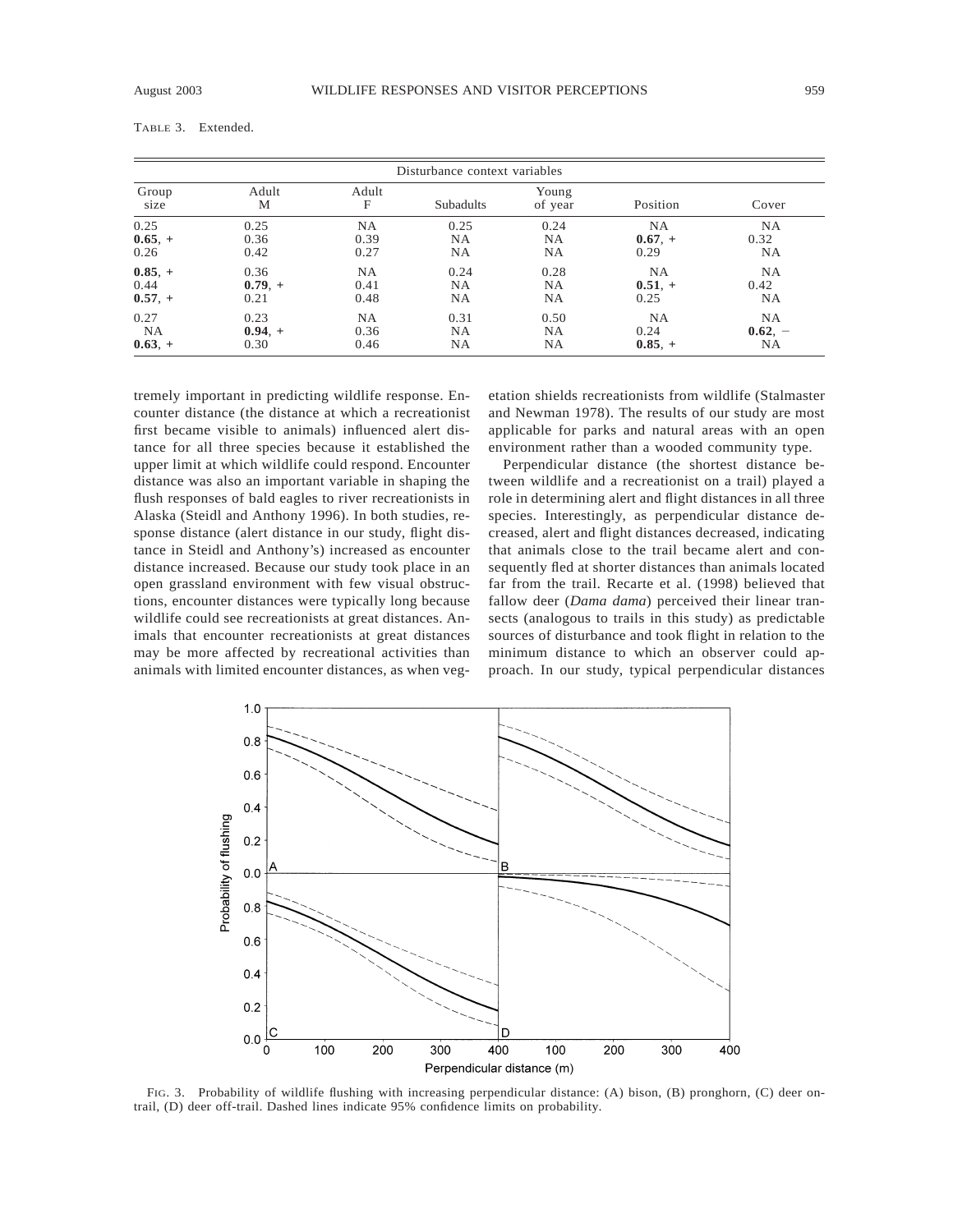TABLE 3. Extended.

| Disturbance context variables | | | | | | |
|---|---|---|---|---|---|---|
| Group size | Adult M | Adult F | Subadults | Young of year | Position | Cover |
| 0.25 | 0.25 | NA | 0.25 | 0.24 | NA | NA |
| **0.65**, + | 0.36 | 0.39 | NA | NA | **0.67**, + | 0.32 |
| 0.26 | 0.42 | 0.27 | NA | NA | 0.29 | NA |
| **0.85**, + | 0.36 | NA | 0.24 | 0.28 | NA | NA |
| 0.44 | **0.79**, + | 0.41 | NA | NA | **0.51**, + | 0.42 |
| **0.57**, + | 0.21 | 0.48 | NA | NA | 0.25 | NA |
| 0.27 | 0.23 | NA | 0.31 | 0.50 | NA | NA |
| NA | **0.94**, + | 0.36 | NA | NA | 0.24 | **0.62**, − |
| **0.63**, + | 0.30 | 0.46 | NA | NA | **0.85**, + | NA |

tremely important in predicting wildlife response. Encounter distance (the distance at which a recreationist first became visible to animals) influenced alert distance for all three species because it established the upper limit at which wildlife could respond. Encounter distance was also an important variable in shaping the flush responses of bald eagles to river recreationists in Alaska (Steidl and Anthony 1996). In both studies, response distance (alert distance in our study, flight distance in Steidl and Anthony's) increased as encounter distance increased. Because our study took place in an open grassland environment with few visual obstructions, encounter distances were typically long because wildlife could see recreationists at great distances. Animals that encounter recreationists at great distances may be more affected by recreational activities than animals with limited encounter distances, as when vegetation shields recreationists from wildlife (Stalmaster and Newman 1978). The results of our study are most applicable for parks and natural areas with an open environment rather than a wooded community type.

Perpendicular distance (the shortest distance between wildlife and a recreationist on a trail) played a role in determining alert and flight distances in all three species. Interestingly, as perpendicular distance decreased, alert and flight distances decreased, indicating that animals close to the trail became alert and consequently fled at shorter distances than animals located far from the trail. Recarte et al. (1998) believed that fallow deer (*Dama dama*) perceived their linear transects (analogous to trails in this study) as predictable sources of disturbance and took flight in relation to the minimum distance to which an observer could approach. In our study, typical perpendicular distances

FIG. 3. Probability of wildlife flushing with increasing perpendicular distance: (A) bison, (B) pronghorn, (C) deer on-trail, (D) deer off-trail. Dashed lines indicate 95% confidence limits on probability.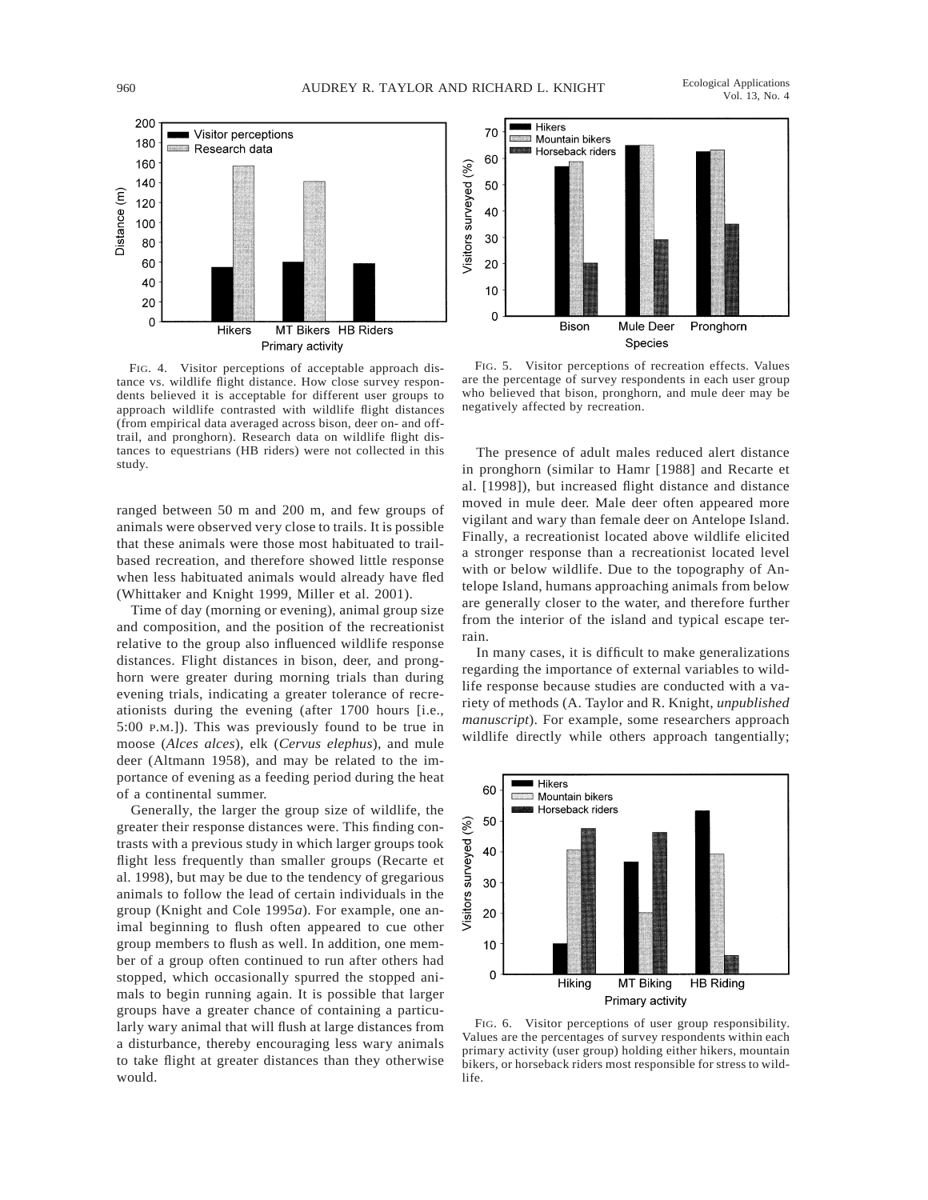FIG. 4. Visitor perceptions of acceptable approach distance vs. wildlife flight distance. How close survey respondents believed it is acceptable for different user groups to approach wildlife contrasted with wildlife flight distances (from empirical data averaged across bison, deer on- and off-trail, and pronghorn). Research data on wildlife flight distances to equestrians (HB riders) were not collected in this study.

FIG. 5. Visitor perceptions of recreation effects. Values are the percentage of survey respondents in each user group who believed that bison, pronghorn, and mule deer may be negatively affected by recreation.

ranged between 50 m and 200 m, and few groups of animals were observed very close to trails. It is possible that these animals were those most habituated to trail-based recreation, and therefore showed little response when less habituated animals would already have fled (Whittaker and Knight 1999, Miller et al. 2001).

Time of day (morning or evening), animal group size and composition, and the position of the recreationist relative to the group also influenced wildlife response distances. Flight distances in bison, deer, and pronghorn were greater during morning trials than during evening trials, indicating a greater tolerance of recreationists during the evening (after 1700 hours [i.e., 5:00 P.M.]). This was previously found to be true in moose (*Alces alces*), elk (*Cervus elephus*), and mule deer (Altmann 1958), and may be related to the importance of evening as a feeding period during the heat of a continental summer.

Generally, the larger the group size of wildlife, the greater their response distances were. This finding contrasts with a previous study in which larger groups took flight less frequently than smaller groups (Recarte et al. 1998), but may be due to the tendency of gregarious animals to follow the lead of certain individuals in the group (Knight and Cole 1995*a*). For example, one animal beginning to flush often appeared to cue other group members to flush as well. In addition, one member of a group often continued to run after others had stopped, which occasionally spurred the stopped animals to begin running again. It is possible that larger groups have a greater chance of containing a particularly wary animal that will flush at large distances from a disturbance, thereby encouraging less wary animals to take flight at greater distances than they otherwise would.

The presence of adult males reduced alert distance in pronghorn (similar to Hamr [1988] and Recarte et al. [1998]), but increased flight distance and distance moved in mule deer. Male deer often appeared more vigilant and wary than female deer on Antelope Island. Finally, a recreationist located above wildlife elicited a stronger response than a recreationist located level with or below wildlife. Due to the topography of Antelope Island, humans approaching animals from below are generally closer to the water, and therefore further from the interior of the island and typical escape terrain.

In many cases, it is difficult to make generalizations regarding the importance of external variables to wildlife response because studies are conducted with a variety of methods (A. Taylor and R. Knight, *unpublished manuscript*). For example, some researchers approach wildlife directly while others approach tangentially;

FIG. 6. Visitor perceptions of user group responsibility. Values are the percentages of survey respondents within each primary activity (user group) holding either hikers, mountain bikers, or horseback riders most responsible for stress to wildlife.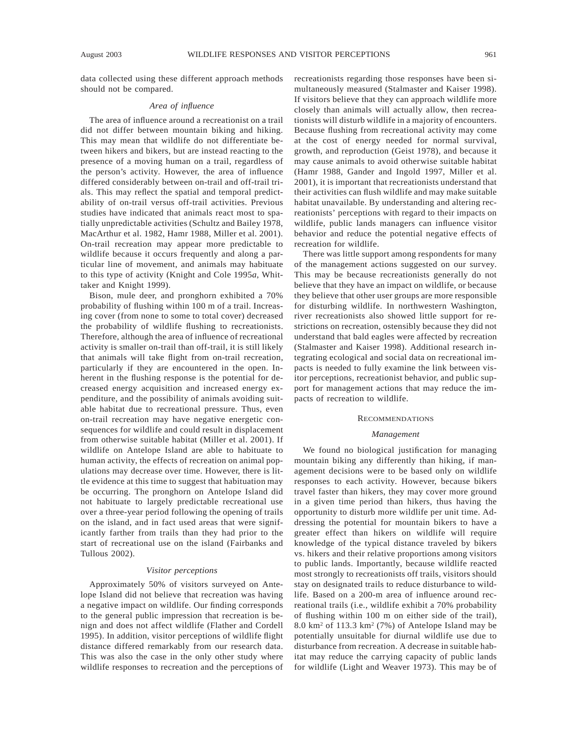data collected using these different approach methods should not be compared.

### *Area of influence*

The area of influence around a recreationist on a trail did not differ between mountain biking and hiking. This may mean that wildlife do not differentiate between hikers and bikers, but are instead reacting to the presence of a moving human on a trail, regardless of the person's activity. However, the area of influence differed considerably between on-trail and off-trail trials. This may reflect the spatial and temporal predictability of on-trail versus off-trail activities. Previous studies have indicated that animals react most to spatially unpredictable activities (Schultz and Bailey 1978, MacArthur et al. 1982, Hamr 1988, Miller et al. 2001). On-trail recreation may appear more predictable to wildlife because it occurs frequently and along a particular line of movement, and animals may habituate to this type of activity (Knight and Cole 1995*a*, Whittaker and Knight 1999).

Bison, mule deer, and pronghorn exhibited a 70% probability of flushing within 100 m of a trail. Increasing cover (from none to some to total cover) decreased the probability of wildlife flushing to recreationists. Therefore, although the area of influence of recreational activity is smaller on-trail than off-trail, it is still likely that animals will take flight from on-trail recreation, particularly if they are encountered in the open. Inherent in the flushing response is the potential for decreased energy acquisition and increased energy expenditure, and the possibility of animals avoiding suitable habitat due to recreational pressure. Thus, even on-trail recreation may have negative energetic consequences for wildlife and could result in displacement from otherwise suitable habitat (Miller et al. 2001). If wildlife on Antelope Island are able to habituate to human activity, the effects of recreation on animal populations may decrease over time. However, there is little evidence at this time to suggest that habituation may be occurring. The pronghorn on Antelope Island did not habituate to largely predictable recreational use over a three-year period following the opening of trails on the island, and in fact used areas that were significantly farther from trails than they had prior to the start of recreational use on the island (Fairbanks and Tullous 2002).

### *Visitor perceptions*

Approximately 50% of visitors surveyed on Antelope Island did not believe that recreation was having a negative impact on wildlife. Our finding corresponds to the general public impression that recreation is benign and does not affect wildlife (Flather and Cordell 1995). In addition, visitor perceptions of wildlife flight distance differed remarkably from our research data. This was also the case in the only other study where wildlife responses to recreation and the perceptions of recreationists regarding those responses have been simultaneously measured (Stalmaster and Kaiser 1998). If visitors believe that they can approach wildlife more closely than animals will actually allow, then recreationists will disturb wildlife in a majority of encounters. Because flushing from recreational activity may come at the cost of energy needed for normal survival, growth, and reproduction (Geist 1978), and because it may cause animals to avoid otherwise suitable habitat (Hamr 1988, Gander and Ingold 1997, Miller et al. 2001), it is important that recreationists understand that their activities can flush wildlife and may make suitable habitat unavailable. By understanding and altering recreationists' perceptions with regard to their impacts on wildlife, public lands managers can influence visitor behavior and reduce the potential negative effects of recreation for wildlife.

There was little support among respondents for many of the management actions suggested on our survey. This may be because recreationists generally do not believe that they have an impact on wildlife, or because they believe that other user groups are more responsible for disturbing wildlife. In northwestern Washington, river recreationists also showed little support for restrictions on recreation, ostensibly because they did not understand that bald eagles were affected by recreation (Stalmaster and Kaiser 1998). Additional research integrating ecological and social data on recreational impacts is needed to fully examine the link between visitor perceptions, recreationist behavior, and public support for management actions that may reduce the impacts of recreation to wildlife.

## Recommendations

### *Management*

We found no biological justification for managing mountain biking any differently than hiking, if management decisions were to be based only on wildlife responses to each activity. However, because bikers travel faster than hikers, they may cover more ground in a given time period than hikers, thus having the opportunity to disturb more wildlife per unit time. Addressing the potential for mountain bikers to have a greater effect than hikers on wildlife will require knowledge of the typical distance traveled by bikers vs. hikers and their relative proportions among visitors to public lands. Importantly, because wildlife reacted most strongly to recreationists off trails, visitors should stay on designated trails to reduce disturbance to wildlife. Based on a 200-m area of influence around recreational trails (i.e., wildlife exhibit a 70% probability of flushing within 100 m on either side of the trail), 8.0 $km^2$ of 113.3 $km^2$ (7%) of Antelope Island may be potentially unsuitable for diurnal wildlife use due to disturbance from recreation. A decrease in suitable habitat may reduce the carrying capacity of public lands for wildlife (Light and Weaver 1973). This may be of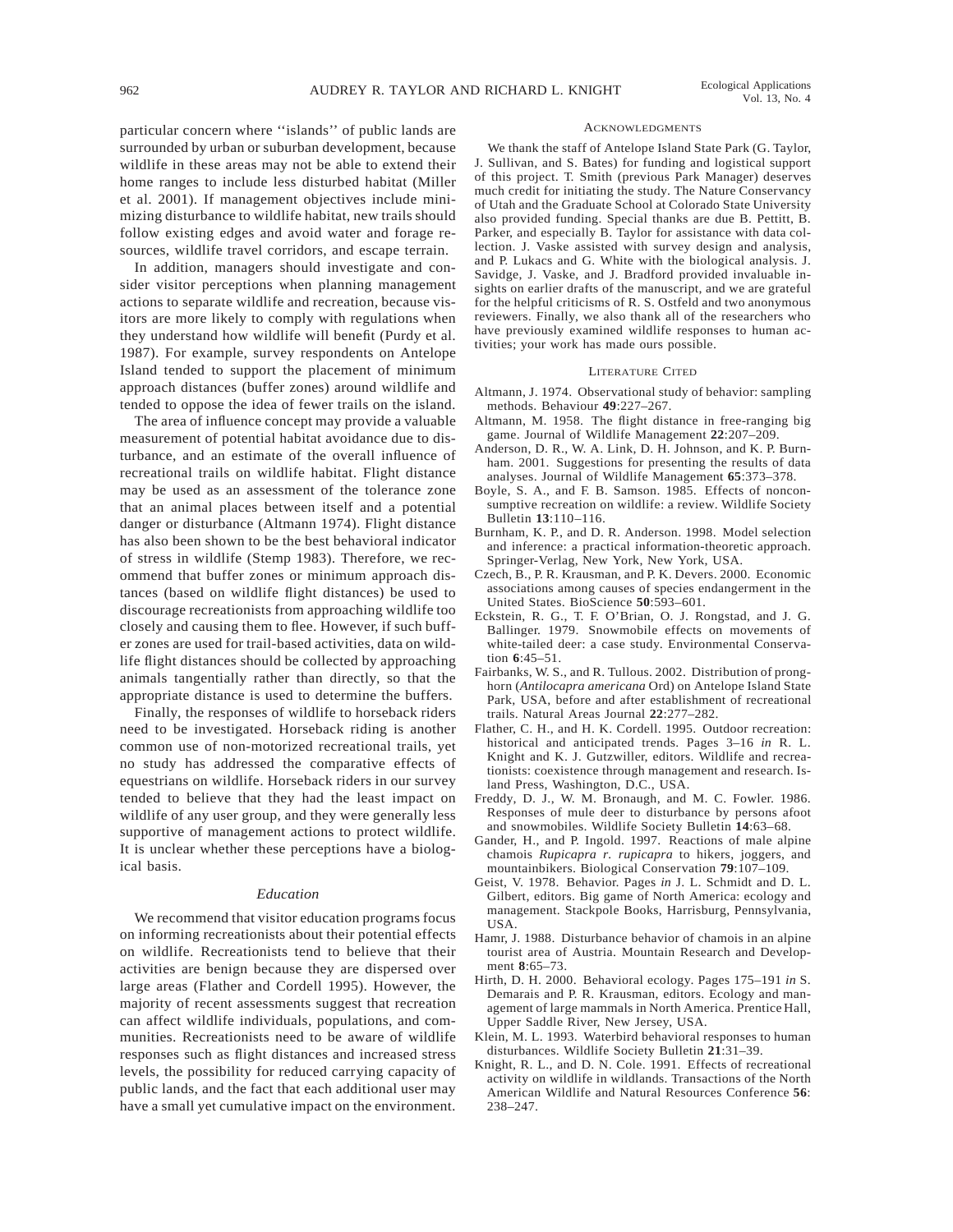particular concern where ''islands'' of public lands are surrounded by urban or suburban development, because wildlife in these areas may not be able to extend their home ranges to include less disturbed habitat (Miller et al. 2001). If management objectives include minimizing disturbance to wildlife habitat, new trails should follow existing edges and avoid water and forage resources, wildlife travel corridors, and escape terrain.

In addition, managers should investigate and consider visitor perceptions when planning management actions to separate wildlife and recreation, because visitors are more likely to comply with regulations when they understand how wildlife will benefit (Purdy et al. 1987). For example, survey respondents on Antelope Island tended to support the placement of minimum approach distances (buffer zones) around wildlife and tended to oppose the idea of fewer trails on the island.

The area of influence concept may provide a valuable measurement of potential habitat avoidance due to disturbance, and an estimate of the overall influence of recreational trails on wildlife habitat. Flight distance may be used as an assessment of the tolerance zone that an animal places between itself and a potential danger or disturbance (Altmann 1974). Flight distance has also been shown to be the best behavioral indicator of stress in wildlife (Stemp 1983). Therefore, we recommend that buffer zones or minimum approach distances (based on wildlife flight distances) be used to discourage recreationists from approaching wildlife too closely and causing them to flee. However, if such buffer zones are used for trail-based activities, data on wildlife flight distances should be collected by approaching animals tangentially rather than directly, so that the appropriate distance is used to determine the buffers.

Finally, the responses of wildlife to horseback riders need to be investigated. Horseback riding is another common use of non-motorized recreational trails, yet no study has addressed the comparative effects of equestrians on wildlife. Horseback riders in our survey tended to believe that they had the least impact on wildlife of any user group, and they were generally less supportive of management actions to protect wildlife. It is unclear whether these perceptions have a biological basis.

### *Education*

We recommend that visitor education programs focus on informing recreationists about their potential effects on wildlife. Recreationists tend to believe that their activities are benign because they are dispersed over large areas (Flather and Cordell 1995). However, the majority of recent assessments suggest that recreation can affect wildlife individuals, populations, and communities. Recreationists need to be aware of wildlife responses such as flight distances and increased stress levels, the possibility for reduced carrying capacity of public lands, and the fact that each additional user may have a small yet cumulative impact on the environment.

## Acknowledgments

We thank the staff of Antelope Island State Park (G. Taylor, J. Sullivan, and S. Bates) for funding and logistical support of this project. T. Smith (previous Park Manager) deserves much credit for initiating the study. The Nature Conservancy of Utah and the Graduate School at Colorado State University also provided funding. Special thanks are due B. Pettitt, B. Parker, and especially B. Taylor for assistance with data collection. J. Vaske assisted with survey design and analysis, and P. Lukacs and G. White with the biological analysis. J. Savidge, J. Vaske, and J. Bradford provided invaluable insights on earlier drafts of the manuscript, and we are grateful for the helpful criticisms of R. S. Ostfeld and two anonymous reviewers. Finally, we also thank all of the researchers who have previously examined wildlife responses to human activities; your work has made ours possible.

## Literature Cited

Altmann, J. 1974. Observational study of behavior: sampling methods. Behaviour **49**:227–267.

Altmann, M. 1958. The flight distance in free-ranging big game. Journal of Wildlife Management **22**:207–209.

Anderson, D. R., W. A. Link, D. H. Johnson, and K. P. Burnham. 2001. Suggestions for presenting the results of data analyses. Journal of Wildlife Management **65**:373–378.

Boyle, S. A., and F. B. Samson. 1985. Effects of nonconsumptive recreation on wildlife: a review. Wildlife Society Bulletin **13**:110–116.

Burnham, K. P., and D. R. Anderson. 1998. Model selection and inference: a practical information-theoretic approach. Springer-Verlag, New York, New York, USA.

Czech, B., P. R. Krausman, and P. K. Devers. 2000. Economic associations among causes of species endangerment in the United States. BioScience **50**:593–601.

Eckstein, R. G., T. F. O'Brian, O. J. Rongstad, and J. G. Ballinger. 1979. Snowmobile effects on movements of white-tailed deer: a case study. Environmental Conservation **6**:45–51.

Fairbanks, W. S., and R. Tullous. 2002. Distribution of pronghorn (*Antilocapra americana* Ord) on Antelope Island State Park, USA, before and after establishment of recreational trails. Natural Areas Journal **22**:277–282.

Flather, C. H., and H. K. Cordell. 1995. Outdoor recreation: historical and anticipated trends. Pages 3–16 *in* R. L. Knight and K. J. Gutzwiller, editors. Wildlife and recreationists: coexistence through management and research. Island Press, Washington, D.C., USA.

Freddy, D. J., W. M. Bronaugh, and M. C. Fowler. 1986. Responses of mule deer to disturbance by persons afoot and snowmobiles. Wildlife Society Bulletin **14**:63–68.

Gander, H., and P. Ingold. 1997. Reactions of male alpine chamois *Rupicapra r. rupicapra* to hikers, joggers, and mountainbikers. Biological Conservation **79**:107–109.

Geist, V. 1978. Behavior. Pages *in* J. L. Schmidt and D. L. Gilbert, editors. Big game of North America: ecology and management. Stackpole Books, Harrisburg, Pennsylvania, USA.

Hamr, J. 1988. Disturbance behavior of chamois in an alpine tourist area of Austria. Mountain Research and Development **8**:65–73.

Hirth, D. H. 2000. Behavioral ecology. Pages 175–191 *in* S. Demarais and P. R. Krausman, editors. Ecology and management of large mammals in North America. Prentice Hall, Upper Saddle River, New Jersey, USA.

Klein, M. L. 1993. Waterbird behavioral responses to human disturbances. Wildlife Society Bulletin **21**:31–39.

Knight, R. L., and D. N. Cole. 1991. Effects of recreational activity on wildlife in wildlands. Transactions of the North American Wildlife and Natural Resources Conference **56**: 238–247.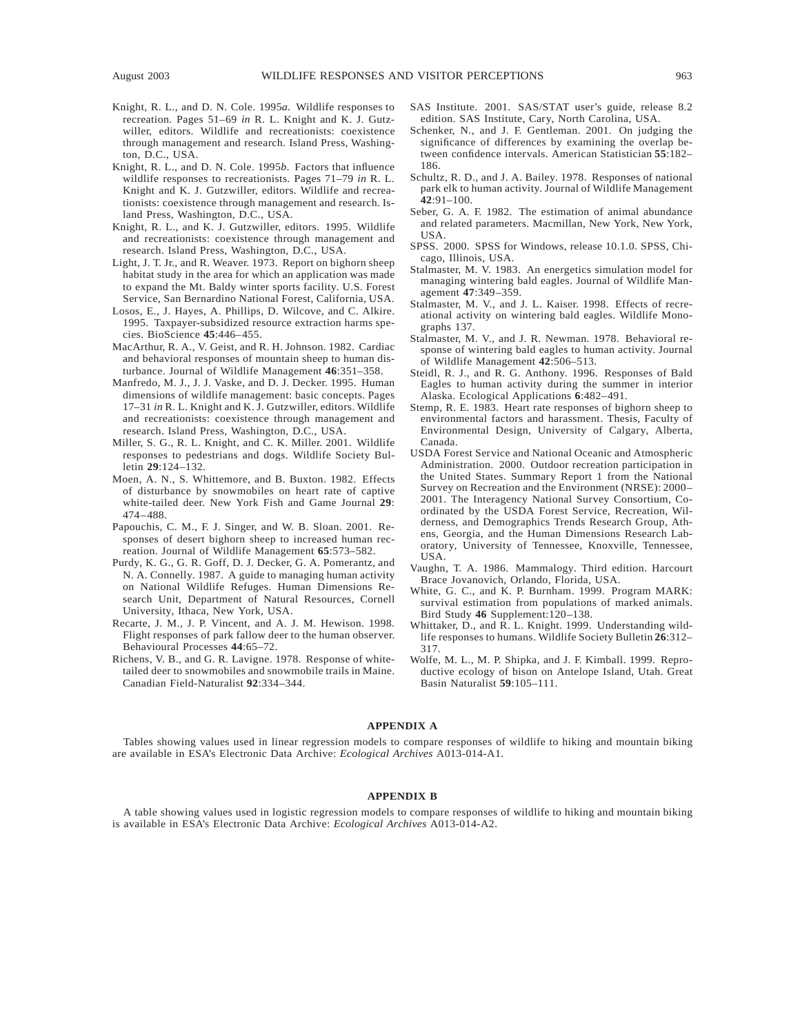Knight, R. L., and D. N. Cole. 1995*a*. Wildlife responses to recreation. Pages 51–69 *in* R. L. Knight and K. J. Gutzwiller, editors. Wildlife and recreationists: coexistence through management and research. Island Press, Washington, D.C., USA.

Knight, R. L., and D. N. Cole. 1995*b*. Factors that influence wildlife responses to recreationists. Pages 71–79 *in* R. L. Knight and K. J. Gutzwiller, editors. Wildlife and recreationists: coexistence through management and research. Island Press, Washington, D.C., USA.

Knight, R. L., and K. J. Gutzwiller, editors. 1995. Wildlife and recreationists: coexistence through management and research. Island Press, Washington, D.C., USA.

Light, J. T. Jr., and R. Weaver. 1973. Report on bighorn sheep habitat study in the area for which an application was made to expand the Mt. Baldy winter sports facility. U.S. Forest Service, San Bernardino National Forest, California, USA.

Losos, E., J. Hayes, A. Phillips, D. Wilcove, and C. Alkire. 1995. Taxpayer-subsidized resource extraction harms species. BioScience **45**:446–455.

MacArthur, R. A., V. Geist, and R. H. Johnson. 1982. Cardiac and behavioral responses of mountain sheep to human disturbance. Journal of Wildlife Management **46**:351–358.

Manfredo, M. J., J. J. Vaske, and D. J. Decker. 1995. Human dimensions of wildlife management: basic concepts. Pages 17–31 *in* R. L. Knight and K. J. Gutzwiller, editors. Wildlife and recreationists: coexistence through management and research. Island Press, Washington, D.C., USA.

Miller, S. G., R. L. Knight, and C. K. Miller. 2001. Wildlife responses to pedestrians and dogs. Wildlife Society Bulletin **29**:124–132.

Moen, A. N., S. Whittemore, and B. Buxton. 1982. Effects of disturbance by snowmobiles on heart rate of captive white-tailed deer. New York Fish and Game Journal **29**: 474–488.

Papouchis, C. M., F. J. Singer, and W. B. Sloan. 2001. Responses of desert bighorn sheep to increased human recreation. Journal of Wildlife Management **65**:573–582.

Purdy, K. G., G. R. Goff, D. J. Decker, G. A. Pomerantz, and N. A. Connelly. 1987. A guide to managing human activity on National Wildlife Refuges. Human Dimensions Research Unit, Department of Natural Resources, Cornell University, Ithaca, New York, USA.

Recarte, J. M., J. P. Vincent, and A. J. M. Hewison. 1998. Flight responses of park fallow deer to the human observer. Behavioural Processes **44**:65–72.

Richens, V. B., and G. R. Lavigne. 1978. Response of white-tailed deer to snowmobiles and snowmobile trails in Maine. Canadian Field-Naturalist **92**:334–344.

SAS Institute. 2001. SAS/STAT user's guide, release 8.2 edition. SAS Institute, Cary, North Carolina, USA.

Schenker, N., and J. F. Gentleman. 2001. On judging the significance of differences by examining the overlap between confidence intervals. American Statistician **55**:182–186.

Schultz, R. D., and J. A. Bailey. 1978. Responses of national park elk to human activity. Journal of Wildlife Management **42**:91–100.

Seber, G. A. F. 1982. The estimation of animal abundance and related parameters. Macmillan, New York, New York, USA.

SPSS. 2000. SPSS for Windows, release 10.1.0. SPSS, Chicago, Illinois, USA.

Stalmaster, M. V. 1983. An energetics simulation model for managing wintering bald eagles. Journal of Wildlife Management **47**:349–359.

Stalmaster, M. V., and J. L. Kaiser. 1998. Effects of recreational activity on wintering bald eagles. Wildlife Monographs 137.

Stalmaster, M. V., and J. R. Newman. 1978. Behavioral response of wintering bald eagles to human activity. Journal of Wildlife Management **42**:506–513.

Steidl, R. J., and R. G. Anthony. 1996. Responses of Bald Eagles to human activity during the summer in interior Alaska. Ecological Applications **6**:482–491.

Stemp, R. E. 1983. Heart rate responses of bighorn sheep to environmental factors and harassment. Thesis, Faculty of Environmental Design, University of Calgary, Alberta, Canada.

USDA Forest Service and National Oceanic and Atmospheric Administration. 2000. Outdoor recreation participation in the United States. Summary Report 1 from the National Survey on Recreation and the Environment (NRSE): 2000–2001. The Interagency National Survey Consortium, Coordinated by the USDA Forest Service, Recreation, Wilderness, and Demographics Trends Research Group, Athens, Georgia, and the Human Dimensions Research Laboratory, University of Tennessee, Knoxville, Tennessee, USA.

Vaughn, T. A. 1986. Mammalogy. Third edition. Harcourt Brace Jovanovich, Orlando, Florida, USA.

White, G. C., and K. P. Burnham. 1999. Program MARK: survival estimation from populations of marked animals. Bird Study **46** Supplement:120–138.

Whittaker, D., and R. L. Knight. 1999. Understanding wildlife responses to humans. Wildlife Society Bulletin **26**:312–317.

Wolfe, M. L., M. P. Shipka, and J. F. Kimball. 1999. Reproductive ecology of bison on Antelope Island, Utah. Great Basin Naturalist **59**:105–111.

## APPENDIX A

Tables showing values used in linear regression models to compare responses of wildlife to hiking and mountain biking are available in ESA's Electronic Data Archive: *Ecological Archives* A013-014-A1.

## APPENDIX B

A table showing values used in logistic regression models to compare responses of wildlife to hiking and mountain biking is available in ESA's Electronic Data Archive: *Ecological Archives* A013-014-A2.